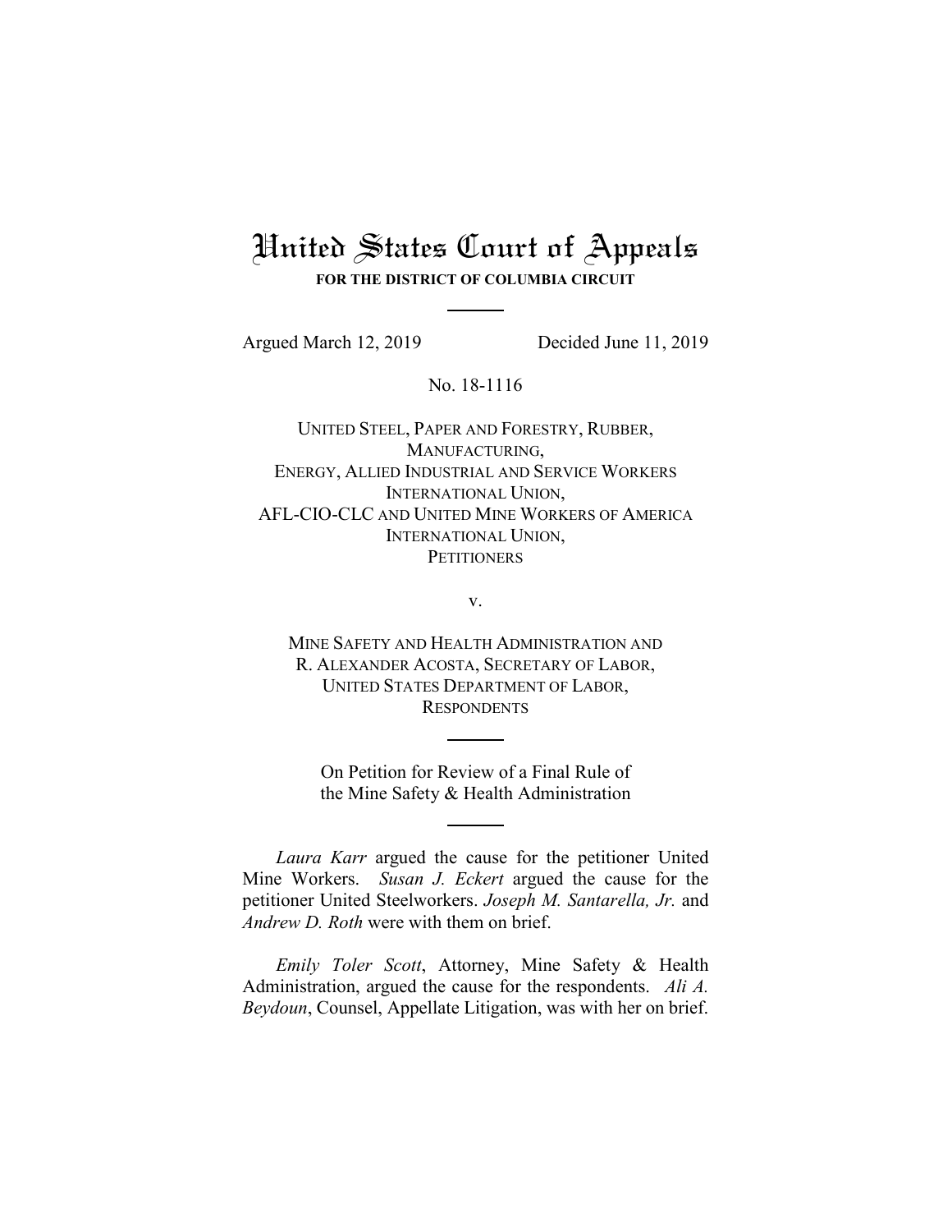# United States Court of Appeals

**FOR THE DISTRICT OF COLUMBIA CIRCUIT**

---

Argued March 12, 2019 Decided June 11, 2019

No. 18-1116

UNITED STEEL, PAPER AND FORESTRY, RUBBER, MANUFACTURING, ENERGY, ALLIED INDUSTRIAL AND SERVICE WORKERS INTERNATIONAL UNION, AFL-CIO-CLC AND UNITED MINE WORKERS OF AMERICA INTERNATIONAL UNION,
PETITIONERS

v.

MINE SAFETY AND HEALTH ADMINISTRATION AND R. ALEXANDER ACOSTA, SECRETARY OF LABOR, UNITED STATES DEPARTMENT OF LABOR,
RESPONDENTS

---

On Petition for Review of a Final Rule of the Mine Safety & Health Administration

---

*Laura Karr* argued the cause for the petitioner United Mine Workers. *Susan J. Eckert* argued the cause for the petitioner United Steelworkers. *Joseph M. Santarella, Jr.* and *Andrew D. Roth* were with them on brief.

*Emily Toler Scott*, Attorney, Mine Safety & Health Administration, argued the cause for the respondents. *Ali A. Beydoun*, Counsel, Appellate Litigation, was with her on brief.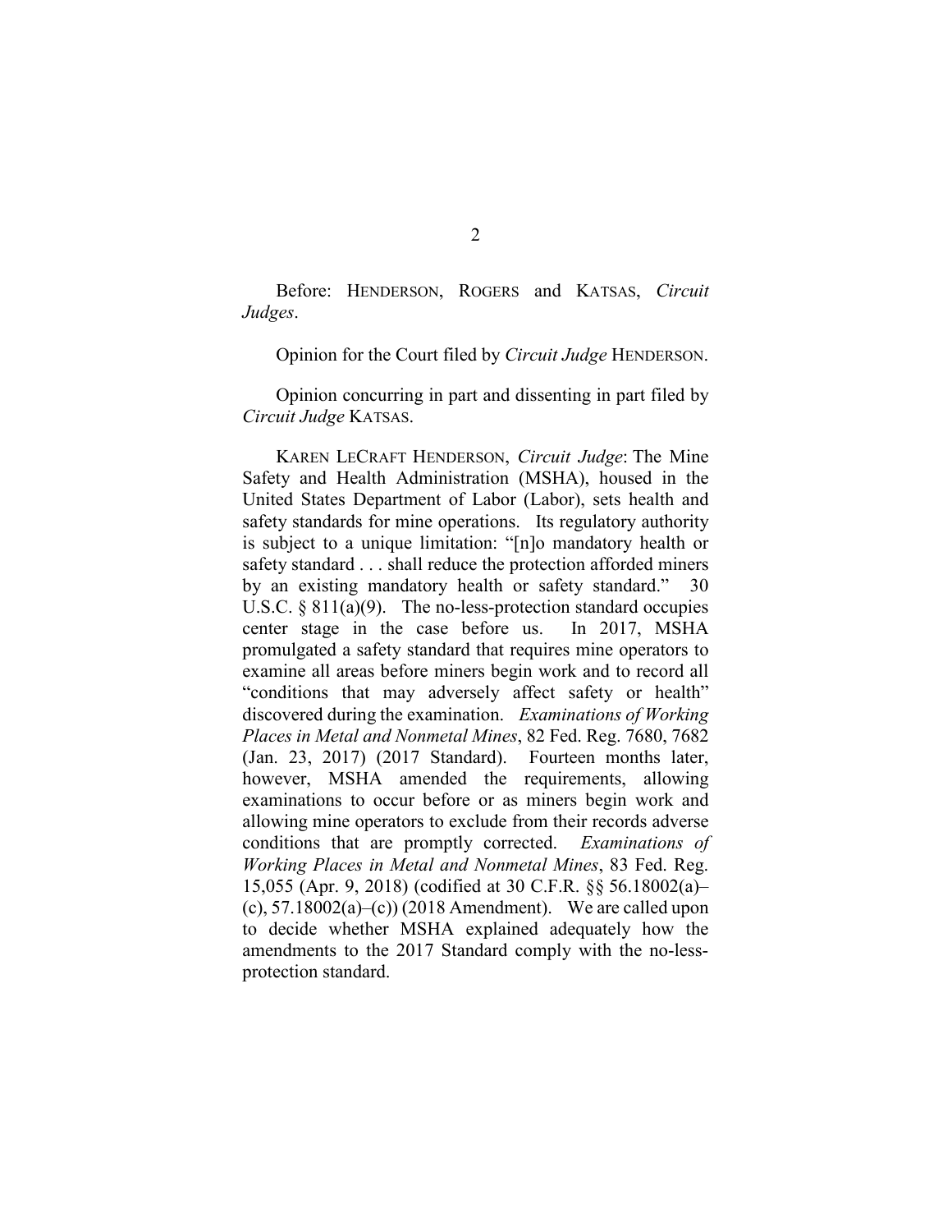Before: HENDERSON, ROGERS and KATSAS, *Circuit Judges*.

Opinion for the Court filed by *Circuit Judge* HENDERSON.

Opinion concurring in part and dissenting in part filed by *Circuit Judge* KATSAS.

KAREN LECRAFT HENDERSON, *Circuit Judge*: The Mine Safety and Health Administration (MSHA), housed in the United States Department of Labor (Labor), sets health and safety standards for mine operations. Its regulatory authority is subject to a unique limitation: "[n]o mandatory health or safety standard . . . shall reduce the protection afforded miners by an existing mandatory health or safety standard." 30 U.S.C. § 811(a)(9). The no-less-protection standard occupies center stage in the case before us. In 2017, MSHA promulgated a safety standard that requires mine operators to examine all areas before miners begin work and to record all "conditions that may adversely affect safety or health" discovered during the examination. *Examinations of Working Places in Metal and Nonmetal Mines*, 82 Fed. Reg. 7680, 7682 (Jan. 23, 2017) (2017 Standard). Fourteen months later, however, MSHA amended the requirements, allowing examinations to occur before or as miners begin work and allowing mine operators to exclude from their records adverse conditions that are promptly corrected. *Examinations of Working Places in Metal and Nonmetal Mines*, 83 Fed. Reg. 15,055 (Apr. 9, 2018) (codified at 30 C.F.R. §§ 56.18002(a)–(c), 57.18002(a)–(c)) (2018 Amendment). We are called upon to decide whether MSHA explained adequately how the amendments to the 2017 Standard comply with the no-less-protection standard.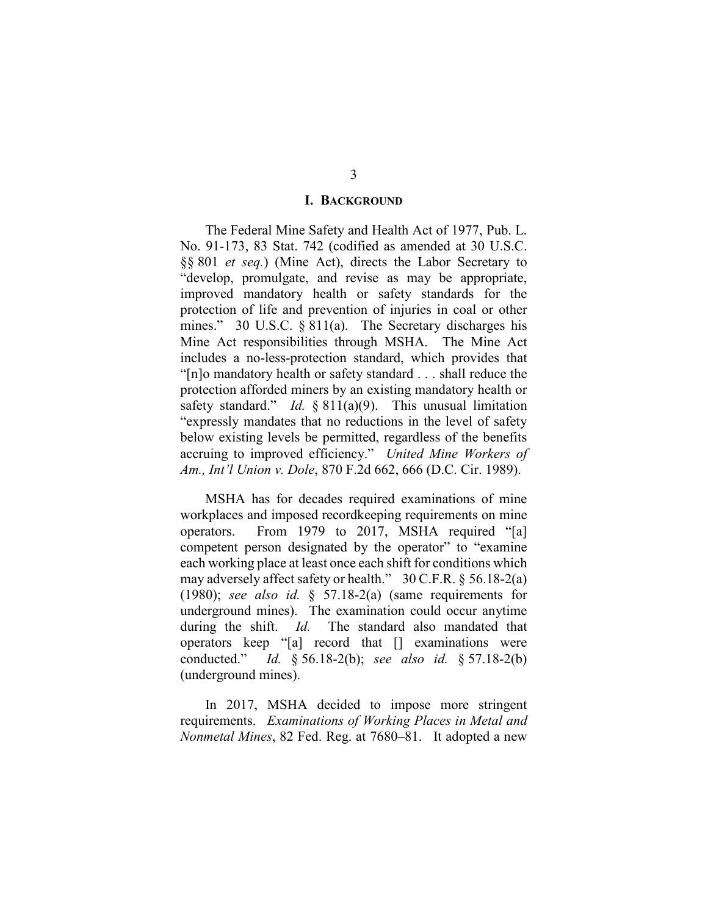## I. BACKGROUND

The Federal Mine Safety and Health Act of 1977, Pub. L. No. 91-173, 83 Stat. 742 (codified as amended at 30 U.S.C. §§ 801 *et seq.*) (Mine Act), directs the Labor Secretary to "develop, promulgate, and revise as may be appropriate, improved mandatory health or safety standards for the protection of life and prevention of injuries in coal or other mines." 30 U.S.C. § 811(a). The Secretary discharges his Mine Act responsibilities through MSHA. The Mine Act includes a no-less-protection standard, which provides that "[n]o mandatory health or safety standard . . . shall reduce the protection afforded miners by an existing mandatory health or safety standard." *Id.* § 811(a)(9). This unusual limitation "expressly mandates that no reductions in the level of safety below existing levels be permitted, regardless of the benefits accruing to improved efficiency." *United Mine Workers of Am., Int'l Union v. Dole*, 870 F.2d 662, 666 (D.C. Cir. 1989).

MSHA has for decades required examinations of mine workplaces and imposed recordkeeping requirements on mine operators. From 1979 to 2017, MSHA required "[a] competent person designated by the operator" to "examine each working place at least once each shift for conditions which may adversely affect safety or health." 30 C.F.R. § 56.18-2(a) (1980); *see also id.* § 57.18-2(a) (same requirements for underground mines). The examination could occur anytime during the shift. *Id.* The standard also mandated that operators keep "[a] record that [] examinations were conducted." *Id.* § 56.18-2(b); *see also id.* § 57.18-2(b) (underground mines).

In 2017, MSHA decided to impose more stringent requirements. *Examinations of Working Places in Metal and Nonmetal Mines*, 82 Fed. Reg. at 7680–81. It adopted a new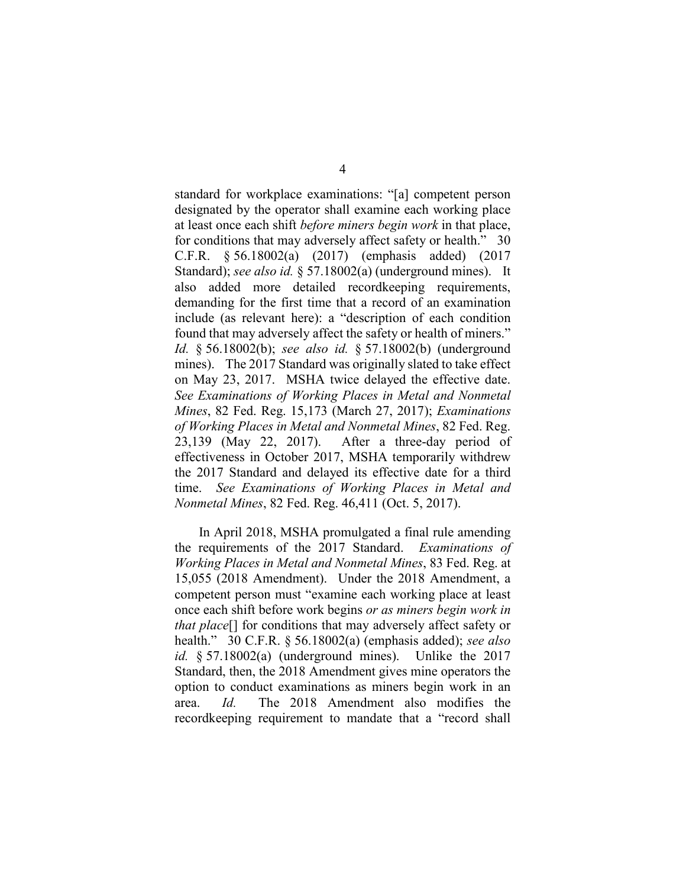standard for workplace examinations: "[a] competent person designated by the operator shall examine each working place at least once each shift *before miners begin work* in that place, for conditions that may adversely affect safety or health." 30 C.F.R. § 56.18002(a) (2017) (emphasis added) (2017 Standard); *see also id.* § 57.18002(a) (underground mines). It also added more detailed recordkeeping requirements, demanding for the first time that a record of an examination include (as relevant here): a "description of each condition found that may adversely affect the safety or health of miners." *Id.* § 56.18002(b); *see also id.* § 57.18002(b) (underground mines). The 2017 Standard was originally slated to take effect on May 23, 2017. MSHA twice delayed the effective date. *See Examinations of Working Places in Metal and Nonmetal Mines*, 82 Fed. Reg. 15,173 (March 27, 2017); *Examinations of Working Places in Metal and Nonmetal Mines*, 82 Fed. Reg. 23,139 (May 22, 2017). After a three-day period of effectiveness in October 2017, MSHA temporarily withdrew the 2017 Standard and delayed its effective date for a third time. *See Examinations of Working Places in Metal and Nonmetal Mines*, 82 Fed. Reg. 46,411 (Oct. 5, 2017).

In April 2018, MSHA promulgated a final rule amending the requirements of the 2017 Standard. *Examinations of Working Places in Metal and Nonmetal Mines*, 83 Fed. Reg. at 15,055 (2018 Amendment). Under the 2018 Amendment, a competent person must "examine each working place at least once each shift before work begins *or as miners begin work in that place*[] for conditions that may adversely affect safety or health." 30 C.F.R. § 56.18002(a) (emphasis added); *see also id.* § 57.18002(a) (underground mines). Unlike the 2017 Standard, then, the 2018 Amendment gives mine operators the option to conduct examinations as miners begin work in an area. *Id.* The 2018 Amendment also modifies the recordkeeping requirement to mandate that a "record shall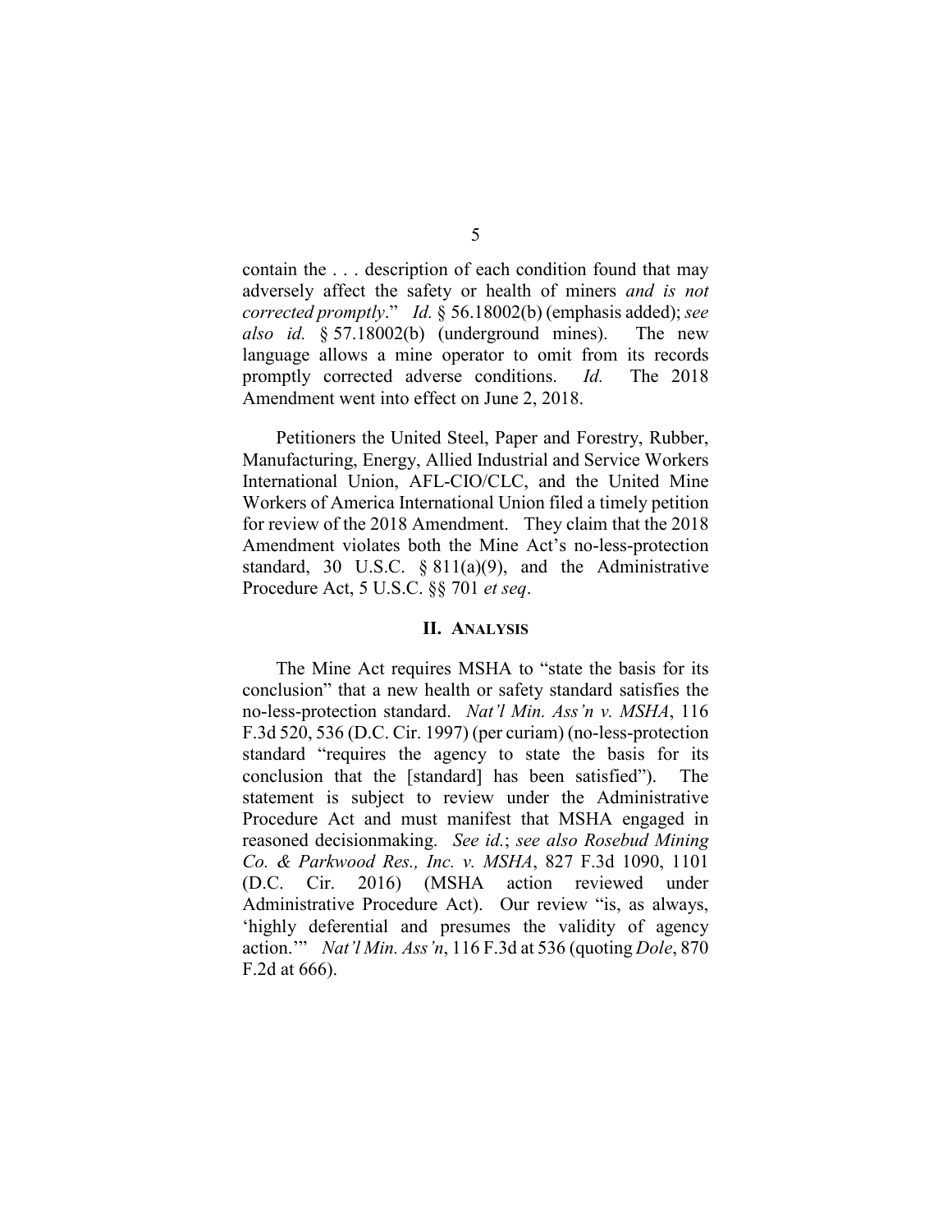contain the . . . description of each condition found that may adversely affect the safety or health of miners *and is not corrected promptly*." *Id.* § 56.18002(b) (emphasis added); *see also id.* § 57.18002(b) (underground mines). The new language allows a mine operator to omit from its records promptly corrected adverse conditions. *Id.* The 2018 Amendment went into effect on June 2, 2018.

Petitioners the United Steel, Paper and Forestry, Rubber, Manufacturing, Energy, Allied Industrial and Service Workers International Union, AFL-CIO/CLC, and the United Mine Workers of America International Union filed a timely petition for review of the 2018 Amendment. They claim that the 2018 Amendment violates both the Mine Act's no-less-protection standard, 30 U.S.C. § 811(a)(9), and the Administrative Procedure Act, 5 U.S.C. §§ 701 *et seq*.

## II. Analysis

The Mine Act requires MSHA to "state the basis for its conclusion" that a new health or safety standard satisfies the no-less-protection standard. *Nat'l Min. Ass'n v. MSHA*, 116 F.3d 520, 536 (D.C. Cir. 1997) (per curiam) (no-less-protection standard "requires the agency to state the basis for its conclusion that the [standard] has been satisfied"). The statement is subject to review under the Administrative Procedure Act and must manifest that MSHA engaged in reasoned decisionmaking. *See id.*; *see also Rosebud Mining Co. & Parkwood Res., Inc. v. MSHA*, 827 F.3d 1090, 1101 (D.C. Cir. 2016) (MSHA action reviewed under Administrative Procedure Act). Our review "is, as always, 'highly deferential and presumes the validity of agency action.'" *Nat'l Min. Ass'n*, 116 F.3d at 536 (quoting *Dole*, 870 F.2d at 666).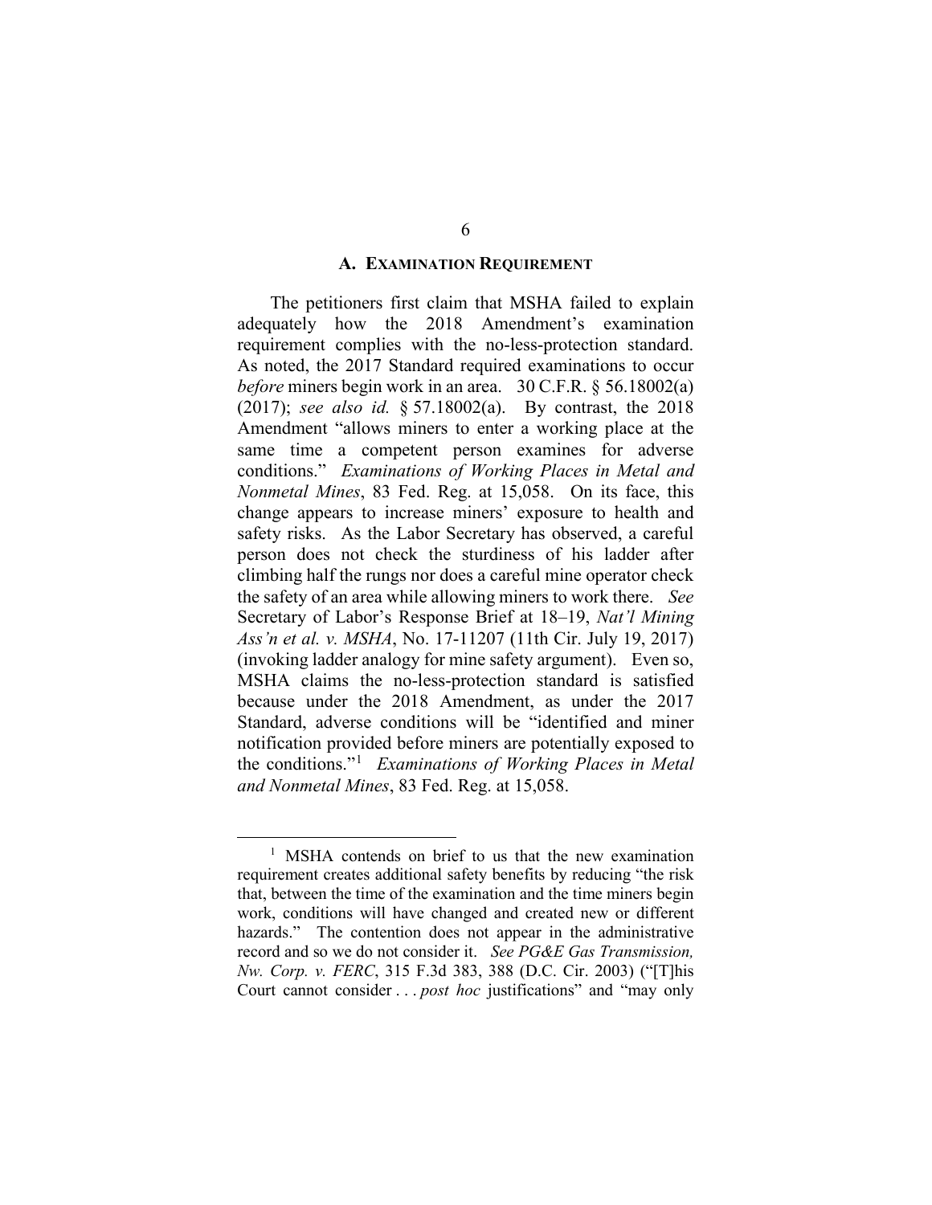### A. Examination Requirement

The petitioners first claim that MSHA failed to explain adequately how the 2018 Amendment's examination requirement complies with the no-less-protection standard. As noted, the 2017 Standard required examinations to occur *before* miners begin work in an area. 30 C.F.R. § 56.18002(a) (2017); *see also id.* § 57.18002(a). By contrast, the 2018 Amendment "allows miners to enter a working place at the same time a competent person examines for adverse conditions." *Examinations of Working Places in Metal and Nonmetal Mines*, 83 Fed. Reg. at 15,058. On its face, this change appears to increase miners' exposure to health and safety risks. As the Labor Secretary has observed, a careful person does not check the sturdiness of his ladder after climbing half the rungs nor does a careful mine operator check the safety of an area while allowing miners to work there. *See* Secretary of Labor's Response Brief at 18–19, *Nat'l Mining Ass'n et al. v. MSHA*, No. 17-11207 (11th Cir. July 19, 2017) (invoking ladder analogy for mine safety argument). Even so, MSHA claims the no-less-protection standard is satisfied because under the 2018 Amendment, as under the 2017 Standard, adverse conditions will be "identified and miner notification provided before miners are potentially exposed to the conditions."[1] *Examinations of Working Places in Metal and Nonmetal Mines*, 83 Fed. Reg. at 15,058.

---

[1] MSHA contends on brief to us that the new examination requirement creates additional safety benefits by reducing "the risk that, between the time of the examination and the time miners begin work, conditions will have changed and created new or different hazards." The contention does not appear in the administrative record and so we do not consider it. *See PG&E Gas Transmission, Nw. Corp. v. FERC*, 315 F.3d 383, 388 (D.C. Cir. 2003) ("[T]his Court cannot consider . . . *post hoc* justifications" and "may only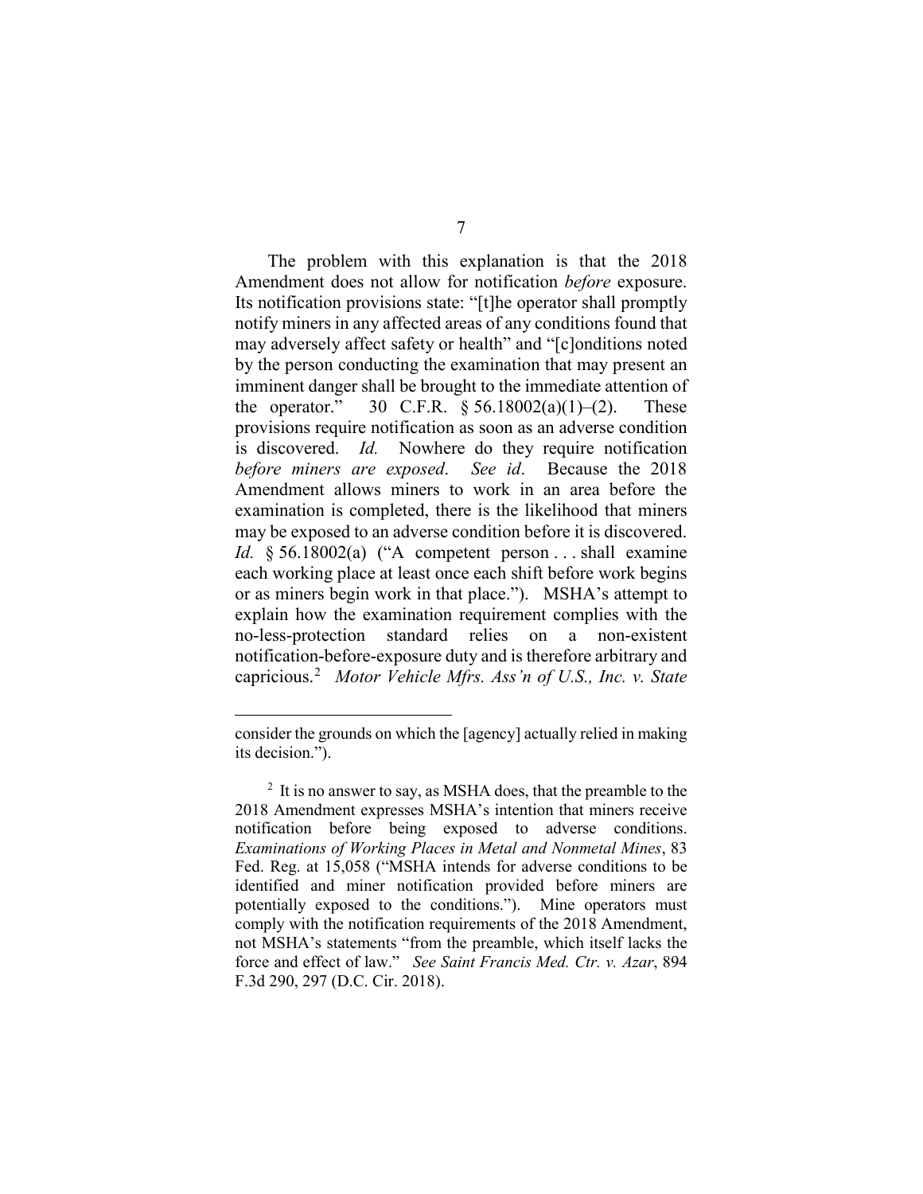The problem with this explanation is that the 2018 Amendment does not allow for notification *before* exposure. Its notification provisions state: "[t]he operator shall promptly notify miners in any affected areas of any conditions found that may adversely affect safety or health" and "[c]onditions noted by the person conducting the examination that may present an imminent danger shall be brought to the immediate attention of the operator." 30 C.F.R. § 56.18002(a)(1)–(2). These provisions require notification as soon as an adverse condition is discovered. *Id.* Nowhere do they require notification *before miners are exposed*. *See id*. Because the 2018 Amendment allows miners to work in an area before the examination is completed, there is the likelihood that miners may be exposed to an adverse condition before it is discovered. *Id.* § 56.18002(a) ("A competent person . . . shall examine each working place at least once each shift before work begins or as miners begin work in that place."). MSHA's attempt to explain how the examination requirement complies with the no-less-protection standard relies on a non-existent notification-before-exposure duty and is therefore arbitrary and capricious.[2] *Motor Vehicle Mfrs. Ass'n of U.S., Inc. v. State*

consider the grounds on which the [agency] actually relied in making its decision.").

[2] It is no answer to say, as MSHA does, that the preamble to the 2018 Amendment expresses MSHA's intention that miners receive notification before being exposed to adverse conditions. *Examinations of Working Places in Metal and Nonmetal Mines*, 83 Fed. Reg. at 15,058 ("MSHA intends for adverse conditions to be identified and miner notification provided before miners are potentially exposed to the conditions."). Mine operators must comply with the notification requirements of the 2018 Amendment, not MSHA's statements "from the preamble, which itself lacks the force and effect of law." *See Saint Francis Med. Ctr. v. Azar*, 894 F.3d 290, 297 (D.C. Cir. 2018).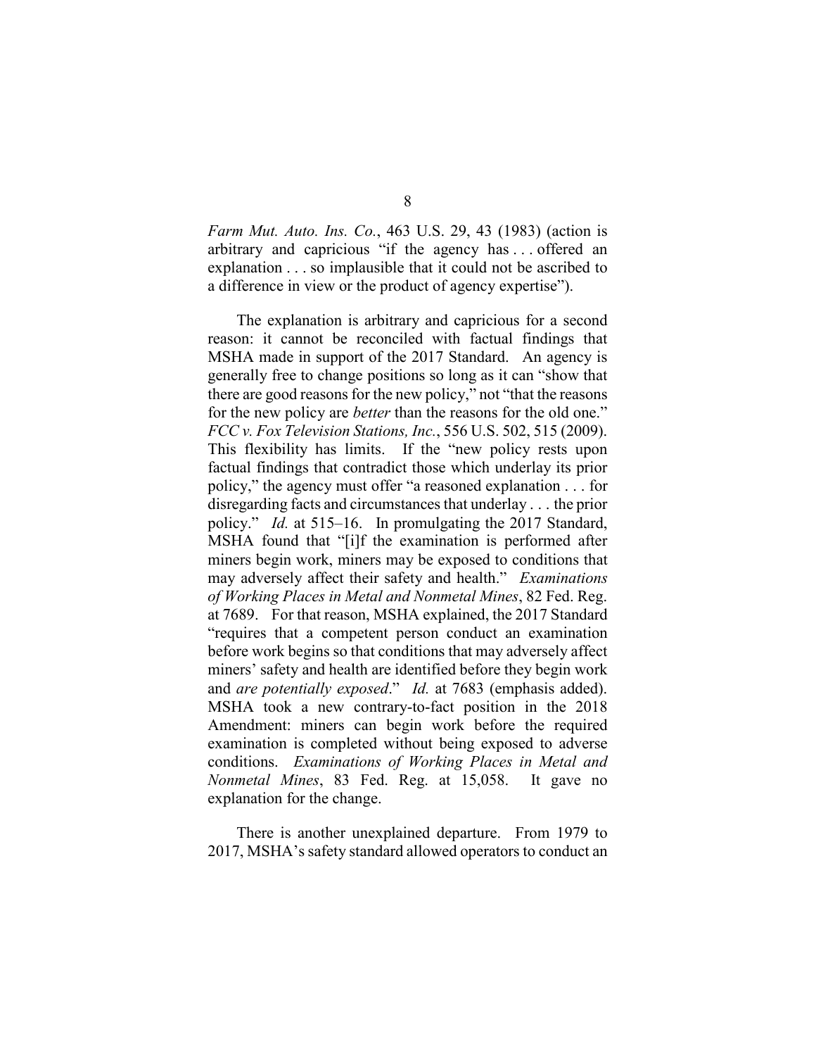*Farm Mut. Auto. Ins. Co.*, 463 U.S. 29, 43 (1983) (action is arbitrary and capricious "if the agency has . . . offered an explanation . . . so implausible that it could not be ascribed to a difference in view or the product of agency expertise").

The explanation is arbitrary and capricious for a second reason: it cannot be reconciled with factual findings that MSHA made in support of the 2017 Standard. An agency is generally free to change positions so long as it can "show that there are good reasons for the new policy," not "that the reasons for the new policy are *better* than the reasons for the old one." *FCC v. Fox Television Stations, Inc.*, 556 U.S. 502, 515 (2009). This flexibility has limits. If the "new policy rests upon factual findings that contradict those which underlay its prior policy," the agency must offer "a reasoned explanation . . . for disregarding facts and circumstances that underlay . . . the prior policy." *Id.* at 515–16. In promulgating the 2017 Standard, MSHA found that "[i]f the examination is performed after miners begin work, miners may be exposed to conditions that may adversely affect their safety and health." *Examinations of Working Places in Metal and Nonmetal Mines*, 82 Fed. Reg. at 7689. For that reason, MSHA explained, the 2017 Standard "requires that a competent person conduct an examination before work begins so that conditions that may adversely affect miners' safety and health are identified before they begin work and *are potentially exposed*." *Id.* at 7683 (emphasis added). MSHA took a new contrary-to-fact position in the 2018 Amendment: miners can begin work before the required examination is completed without being exposed to adverse conditions. *Examinations of Working Places in Metal and Nonmetal Mines*, 83 Fed. Reg. at 15,058. It gave no explanation for the change.

There is another unexplained departure. From 1979 to 2017, MSHA's safety standard allowed operators to conduct an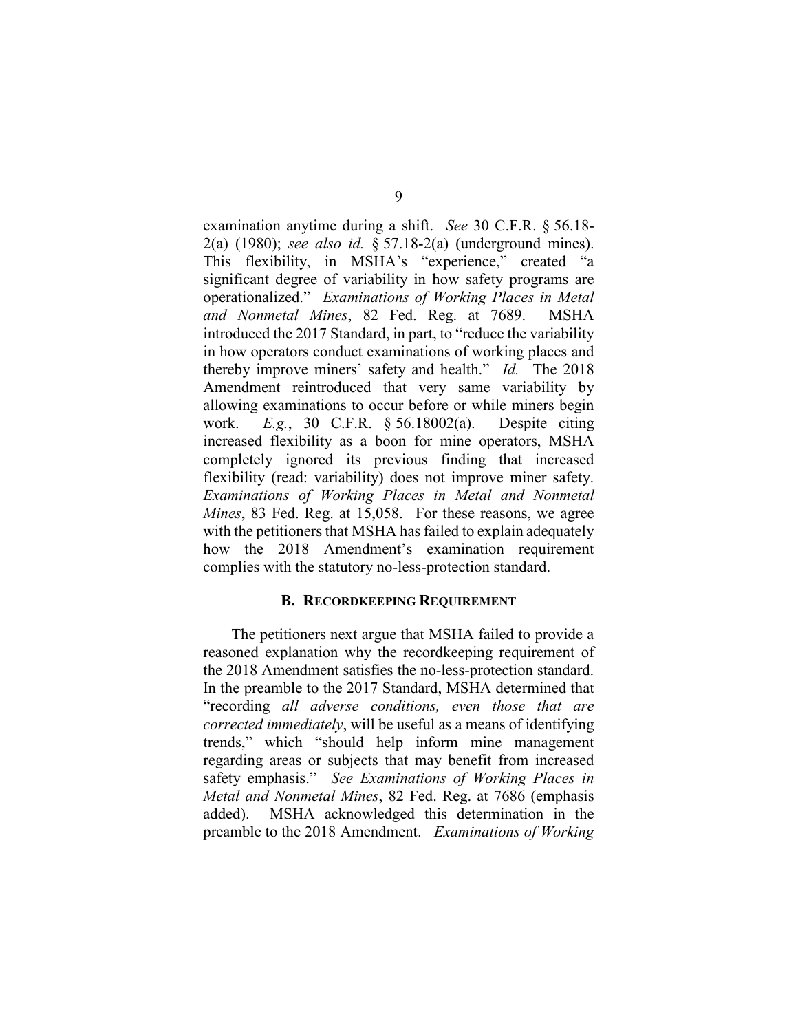examination anytime during a shift. *See* 30 C.F.R. § 56.18-2(a) (1980); *see also id.* § 57.18-2(a) (underground mines). This flexibility, in MSHA's "experience," created "a significant degree of variability in how safety programs are operationalized." *Examinations of Working Places in Metal and Nonmetal Mines*, 82 Fed. Reg. at 7689. MSHA introduced the 2017 Standard, in part, to "reduce the variability in how operators conduct examinations of working places and thereby improve miners' safety and health." *Id.* The 2018 Amendment reintroduced that very same variability by allowing examinations to occur before or while miners begin work. *E.g.*, 30 C.F.R. § 56.18002(a). Despite citing increased flexibility as a boon for mine operators, MSHA completely ignored its previous finding that increased flexibility (read: variability) does not improve miner safety. *Examinations of Working Places in Metal and Nonmetal Mines*, 83 Fed. Reg. at 15,058. For these reasons, we agree with the petitioners that MSHA has failed to explain adequately how the 2018 Amendment's examination requirement complies with the statutory no-less-protection standard.

### B. Recordkeeping Requirement

The petitioners next argue that MSHA failed to provide a reasoned explanation why the recordkeeping requirement of the 2018 Amendment satisfies the no-less-protection standard. In the preamble to the 2017 Standard, MSHA determined that "recording *all adverse conditions, even those that are corrected immediately*, will be useful as a means of identifying trends," which "should help inform mine management regarding areas or subjects that may benefit from increased safety emphasis." *See Examinations of Working Places in Metal and Nonmetal Mines*, 82 Fed. Reg. at 7686 (emphasis added). MSHA acknowledged this determination in the preamble to the 2018 Amendment. *Examinations of Working*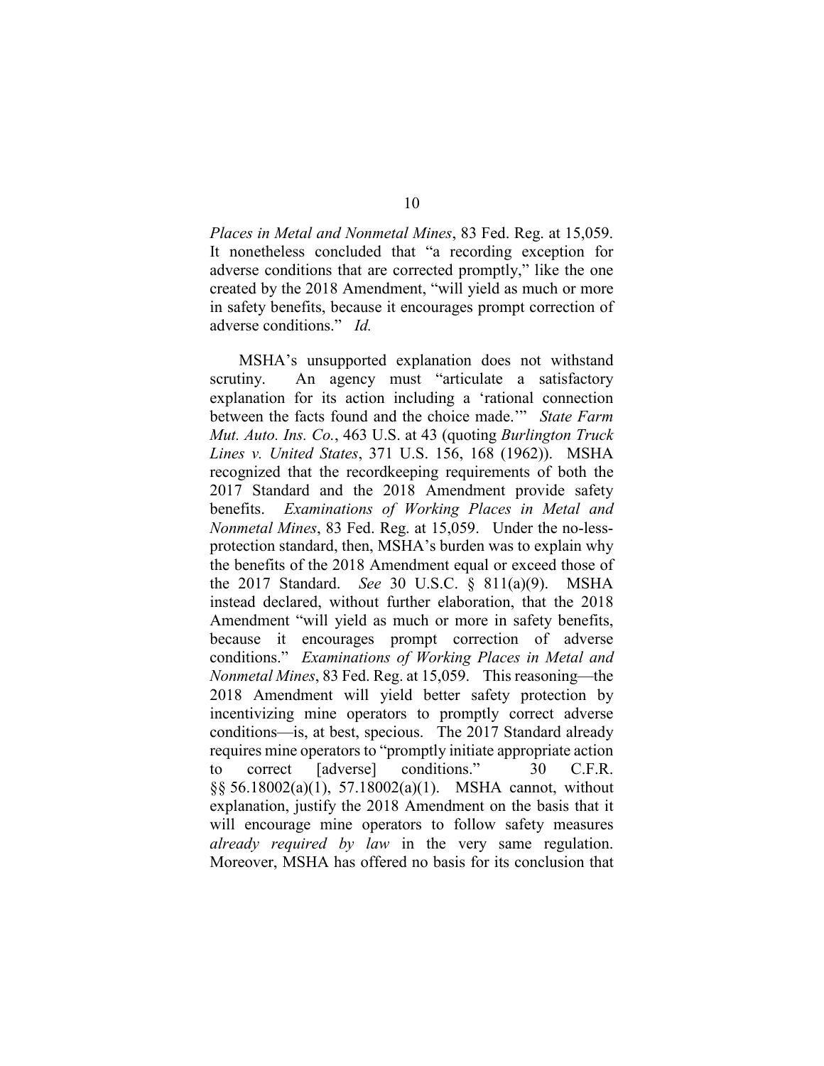*Places in Metal and Nonmetal Mines*, 83 Fed. Reg. at 15,059. It nonetheless concluded that "a recording exception for adverse conditions that are corrected promptly," like the one created by the 2018 Amendment, "will yield as much or more in safety benefits, because it encourages prompt correction of adverse conditions." *Id.*

MSHA's unsupported explanation does not withstand scrutiny. An agency must "articulate a satisfactory explanation for its action including a 'rational connection between the facts found and the choice made.'" *State Farm Mut. Auto. Ins. Co.*, 463 U.S. at 43 (quoting *Burlington Truck Lines v. United States*, 371 U.S. 156, 168 (1962)). MSHA recognized that the recordkeeping requirements of both the 2017 Standard and the 2018 Amendment provide safety benefits. *Examinations of Working Places in Metal and Nonmetal Mines*, 83 Fed. Reg. at 15,059. Under the no-less-protection standard, then, MSHA's burden was to explain why the benefits of the 2018 Amendment equal or exceed those of the 2017 Standard. *See* 30 U.S.C. § 811(a)(9). MSHA instead declared, without further elaboration, that the 2018 Amendment "will yield as much or more in safety benefits, because it encourages prompt correction of adverse conditions." *Examinations of Working Places in Metal and Nonmetal Mines*, 83 Fed. Reg. at 15,059. This reasoning—the 2018 Amendment will yield better safety protection by incentivizing mine operators to promptly correct adverse conditions—is, at best, specious. The 2017 Standard already requires mine operators to "promptly initiate appropriate action to correct [adverse] conditions." 30 C.F.R. §§ 56.18002(a)(1), 57.18002(a)(1). MSHA cannot, without explanation, justify the 2018 Amendment on the basis that it will encourage mine operators to follow safety measures *already required by law* in the very same regulation. Moreover, MSHA has offered no basis for its conclusion that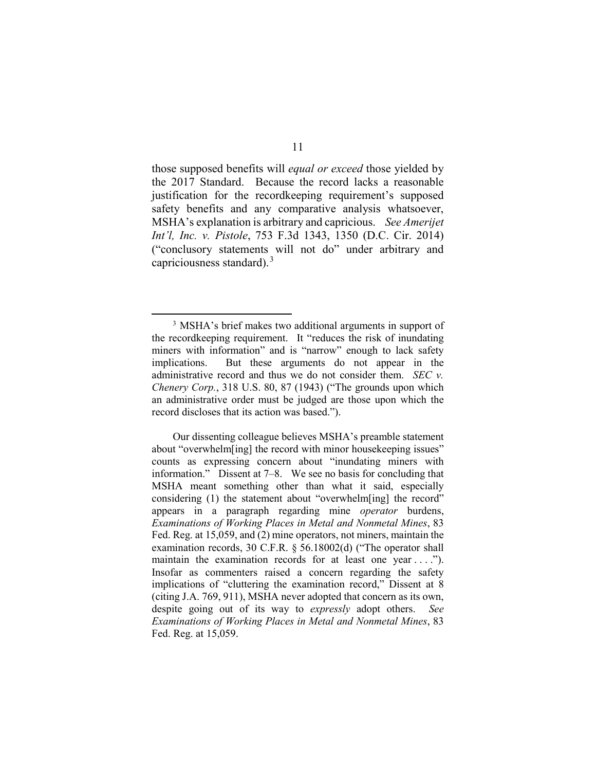those supposed benefits will *equal or exceed* those yielded by the 2017 Standard. Because the record lacks a reasonable justification for the recordkeeping requirement's supposed safety benefits and any comparative analysis whatsoever, MSHA's explanation is arbitrary and capricious. *See Amerijet Int'l, Inc. v. Pistole*, 753 F.3d 1343, 1350 (D.C. Cir. 2014) ("conclusory statements will not do" under arbitrary and capriciousness standard).[3]

---

[3] MSHA's brief makes two additional arguments in support of the recordkeeping requirement. It "reduces the risk of inundating miners with information" and is "narrow" enough to lack safety implications. But these arguments do not appear in the administrative record and thus we do not consider them. *SEC v. Chenery Corp.*, 318 U.S. 80, 87 (1943) ("The grounds upon which an administrative order must be judged are those upon which the record discloses that its action was based.").

Our dissenting colleague believes MSHA's preamble statement about "overwhelm[ing] the record with minor housekeeping issues" counts as expressing concern about "inundating miners with information." Dissent at 7–8. We see no basis for concluding that MSHA meant something other than what it said, especially considering (1) the statement about "overwhelm[ing] the record" appears in a paragraph regarding mine *operator* burdens, *Examinations of Working Places in Metal and Nonmetal Mines*, 83 Fed. Reg. at 15,059, and (2) mine operators, not miners, maintain the examination records, 30 C.F.R. § 56.18002(d) ("The operator shall maintain the examination records for at least one year . . . ."). Insofar as commenters raised a concern regarding the safety implications of "cluttering the examination record," Dissent at 8 (citing J.A. 769, 911), MSHA never adopted that concern as its own, despite going out of its way to *expressly* adopt others. *See Examinations of Working Places in Metal and Nonmetal Mines*, 83 Fed. Reg. at 15,059.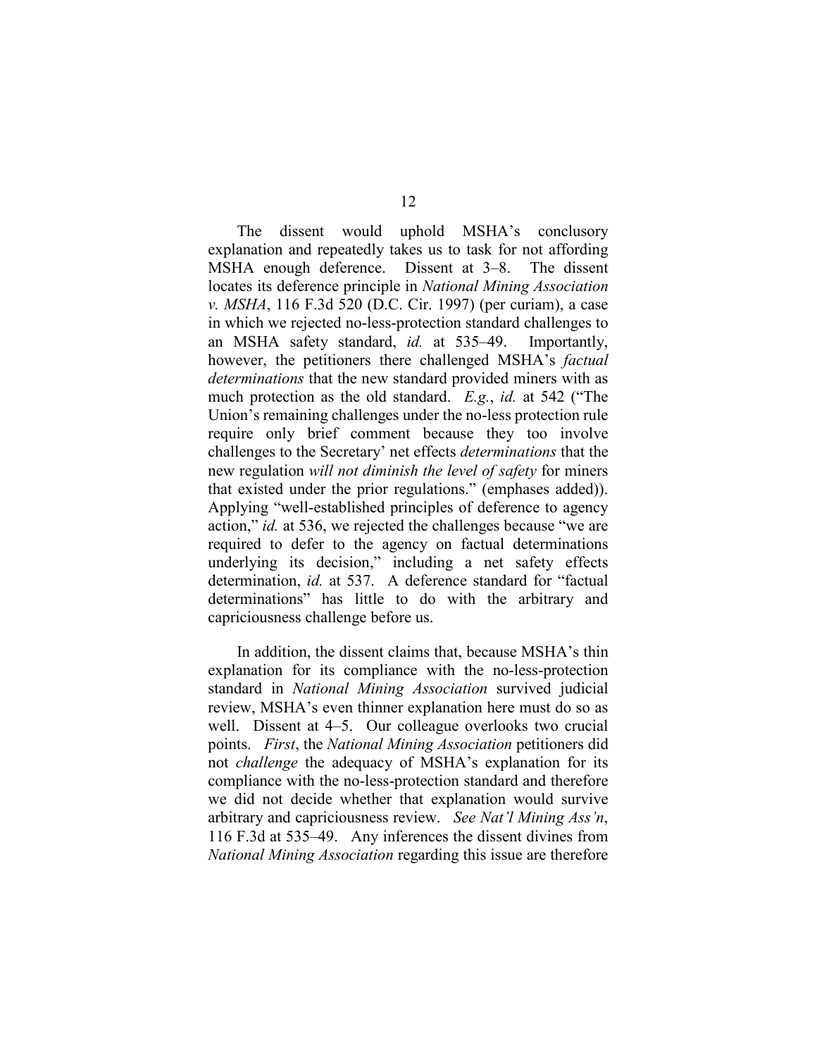The dissent would uphold MSHA's conclusory explanation and repeatedly takes us to task for not affording MSHA enough deference. Dissent at 3–8. The dissent locates its deference principle in *National Mining Association v. MSHA*, 116 F.3d 520 (D.C. Cir. 1997) (per curiam), a case in which we rejected no-less-protection standard challenges to an MSHA safety standard, *id.* at 535–49. Importantly, however, the petitioners there challenged MSHA's *factual determinations* that the new standard provided miners with as much protection as the old standard. *E.g.*, *id.* at 542 ("The Union's remaining challenges under the no-less protection rule require only brief comment because they too involve challenges to the Secretary' net effects *determinations* that the new regulation *will not diminish the level of safety* for miners that existed under the prior regulations." (emphases added)). Applying "well-established principles of deference to agency action," *id.* at 536, we rejected the challenges because "we are required to defer to the agency on factual determinations underlying its decision," including a net safety effects determination, *id.* at 537. A deference standard for "factual determinations" has little to do with the arbitrary and capriciousness challenge before us.

In addition, the dissent claims that, because MSHA's thin explanation for its compliance with the no-less-protection standard in *National Mining Association* survived judicial review, MSHA's even thinner explanation here must do so as well. Dissent at 4–5. Our colleague overlooks two crucial points. *First*, the *National Mining Association* petitioners did not *challenge* the adequacy of MSHA's explanation for its compliance with the no-less-protection standard and therefore we did not decide whether that explanation would survive arbitrary and capriciousness review. *See Nat'l Mining Ass'n*, 116 F.3d at 535–49. Any inferences the dissent divines from *National Mining Association* regarding this issue are therefore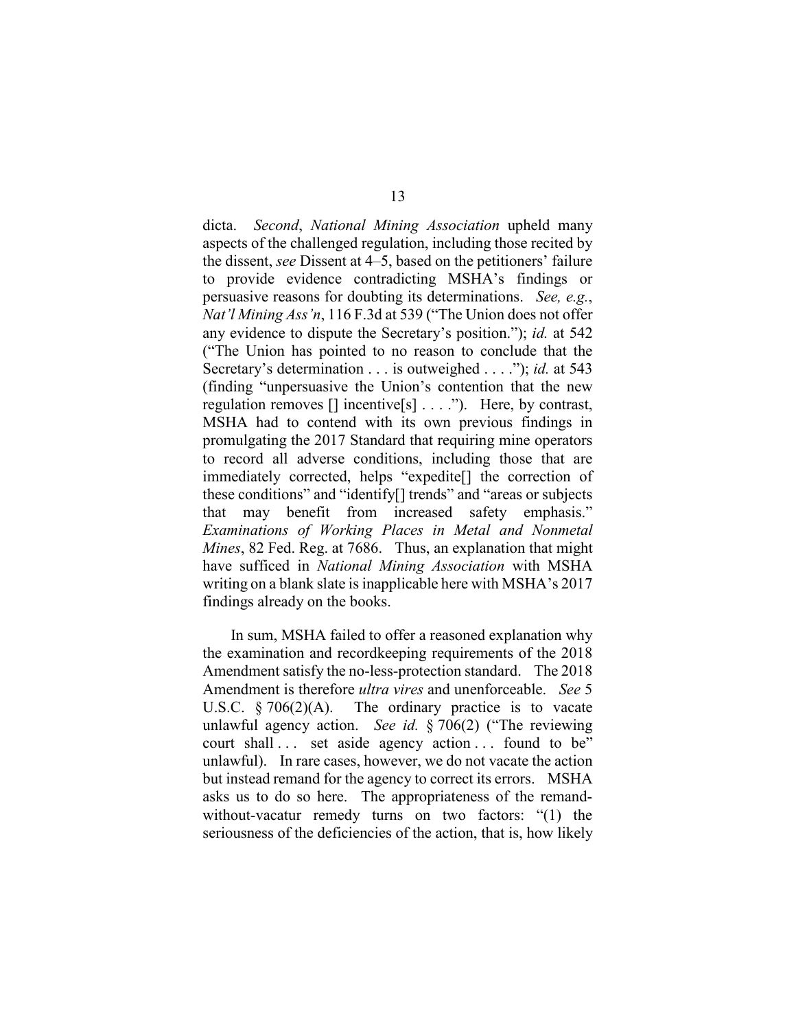dicta. *Second*, *National Mining Association* upheld many aspects of the challenged regulation, including those recited by the dissent, *see* Dissent at 4–5, based on the petitioners' failure to provide evidence contradicting MSHA's findings or persuasive reasons for doubting its determinations. *See, e.g.*, *Nat'l Mining Ass'n*, 116 F.3d at 539 ("The Union does not offer any evidence to dispute the Secretary's position."); *id.* at 542 ("The Union has pointed to no reason to conclude that the Secretary's determination . . . is outweighed . . . ."); *id.* at 543 (finding "unpersuasive the Union's contention that the new regulation removes [] incentive[s] . . . ."). Here, by contrast, MSHA had to contend with its own previous findings in promulgating the 2017 Standard that requiring mine operators to record all adverse conditions, including those that are immediately corrected, helps "expedite[] the correction of these conditions" and "identify[] trends" and "areas or subjects that may benefit from increased safety emphasis." *Examinations of Working Places in Metal and Nonmetal Mines*, 82 Fed. Reg. at 7686. Thus, an explanation that might have sufficed in *National Mining Association* with MSHA writing on a blank slate is inapplicable here with MSHA's 2017 findings already on the books.

In sum, MSHA failed to offer a reasoned explanation why the examination and recordkeeping requirements of the 2018 Amendment satisfy the no-less-protection standard. The 2018 Amendment is therefore *ultra vires* and unenforceable. *See* 5 U.S.C. § 706(2)(A). The ordinary practice is to vacate unlawful agency action. *See id.* § 706(2) ("The reviewing court shall . . . set aside agency action . . . found to be" unlawful). In rare cases, however, we do not vacate the action but instead remand for the agency to correct its errors. MSHA asks us to do so here. The appropriateness of the remand-without-vacatur remedy turns on two factors: "(1) the seriousness of the deficiencies of the action, that is, how likely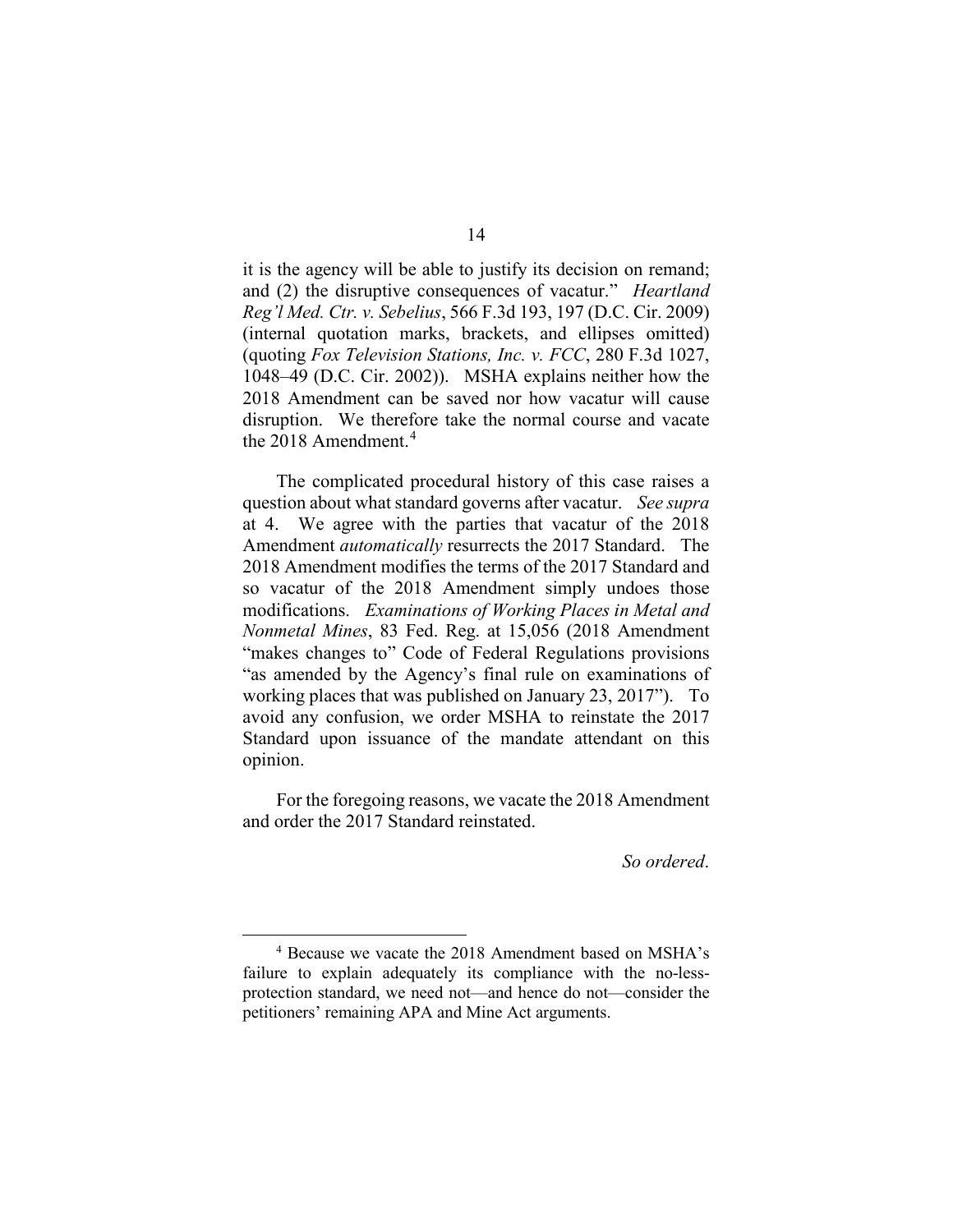it is the agency will be able to justify its decision on remand; and (2) the disruptive consequences of vacatur." *Heartland Reg'l Med. Ctr. v. Sebelius*, 566 F.3d 193, 197 (D.C. Cir. 2009) (internal quotation marks, brackets, and ellipses omitted) (quoting *Fox Television Stations, Inc. v. FCC*, 280 F.3d 1027, 1048–49 (D.C. Cir. 2002)). MSHA explains neither how the 2018 Amendment can be saved nor how vacatur will cause disruption. We therefore take the normal course and vacate the 2018 Amendment.[4]

The complicated procedural history of this case raises a question about what standard governs after vacatur. *See supra* at 4. We agree with the parties that vacatur of the 2018 Amendment *automatically* resurrects the 2017 Standard. The 2018 Amendment modifies the terms of the 2017 Standard and so vacatur of the 2018 Amendment simply undoes those modifications. *Examinations of Working Places in Metal and Nonmetal Mines*, 83 Fed. Reg. at 15,056 (2018 Amendment "makes changes to" Code of Federal Regulations provisions "as amended by the Agency's final rule on examinations of working places that was published on January 23, 2017"). To avoid any confusion, we order MSHA to reinstate the 2017 Standard upon issuance of the mandate attendant on this opinion.

For the foregoing reasons, we vacate the 2018 Amendment and order the 2017 Standard reinstated.

*So ordered*.

---

[4] Because we vacate the 2018 Amendment based on MSHA's failure to explain adequately its compliance with the no-less-protection standard, we need not—and hence do not—consider the petitioners' remaining APA and Mine Act arguments.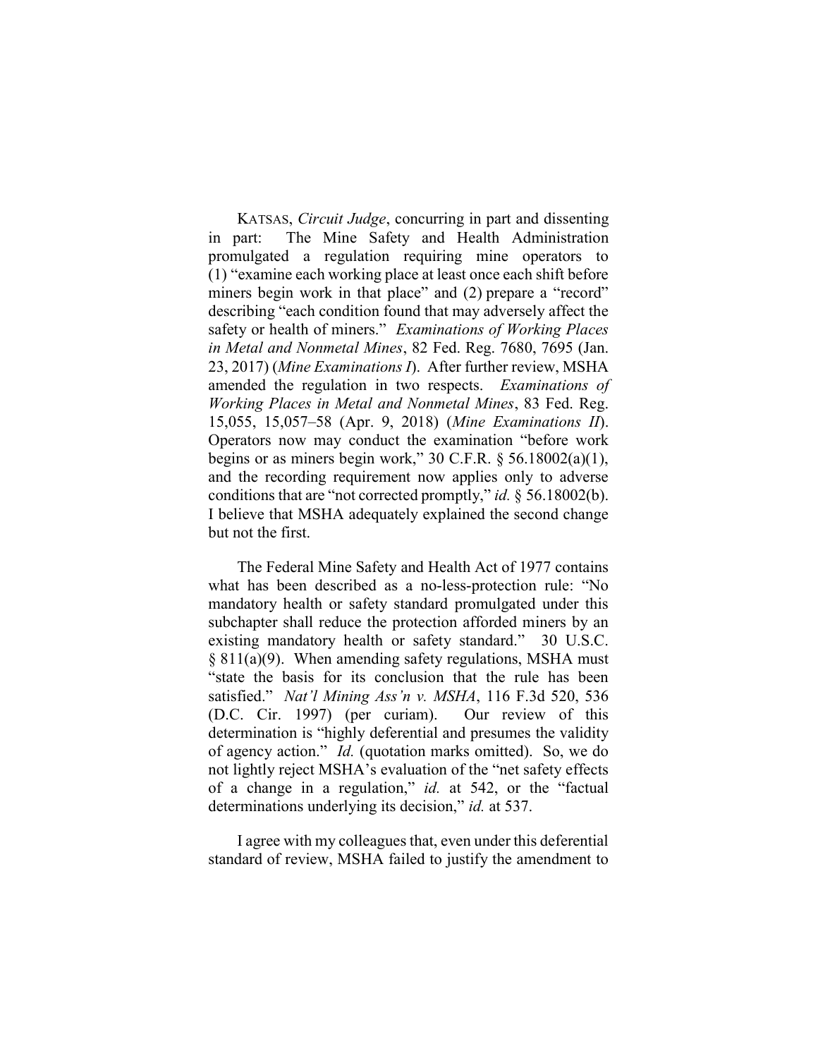KATSAS, *Circuit Judge*, concurring in part and dissenting in part: The Mine Safety and Health Administration promulgated a regulation requiring mine operators to (1) "examine each working place at least once each shift before miners begin work in that place" and (2) prepare a "record" describing "each condition found that may adversely affect the safety or health of miners." *Examinations of Working Places in Metal and Nonmetal Mines*, 82 Fed. Reg. 7680, 7695 (Jan. 23, 2017) (*Mine Examinations I*). After further review, MSHA amended the regulation in two respects. *Examinations of Working Places in Metal and Nonmetal Mines*, 83 Fed. Reg. 15,055, 15,057–58 (Apr. 9, 2018) (*Mine Examinations II*). Operators now may conduct the examination "before work begins or as miners begin work," 30 C.F.R. § 56.18002(a)(1), and the recording requirement now applies only to adverse conditions that are "not corrected promptly," *id.* § 56.18002(b). I believe that MSHA adequately explained the second change but not the first.

The Federal Mine Safety and Health Act of 1977 contains what has been described as a no-less-protection rule: "No mandatory health or safety standard promulgated under this subchapter shall reduce the protection afforded miners by an existing mandatory health or safety standard." 30 U.S.C. § 811(a)(9). When amending safety regulations, MSHA must "state the basis for its conclusion that the rule has been satisfied." *Nat'l Mining Ass'n v. MSHA*, 116 F.3d 520, 536 (D.C. Cir. 1997) (per curiam). Our review of this determination is "highly deferential and presumes the validity of agency action." *Id.* (quotation marks omitted). So, we do not lightly reject MSHA's evaluation of the "net safety effects of a change in a regulation," *id.* at 542, or the "factual determinations underlying its decision," *id.* at 537.

I agree with my colleagues that, even under this deferential standard of review, MSHA failed to justify the amendment to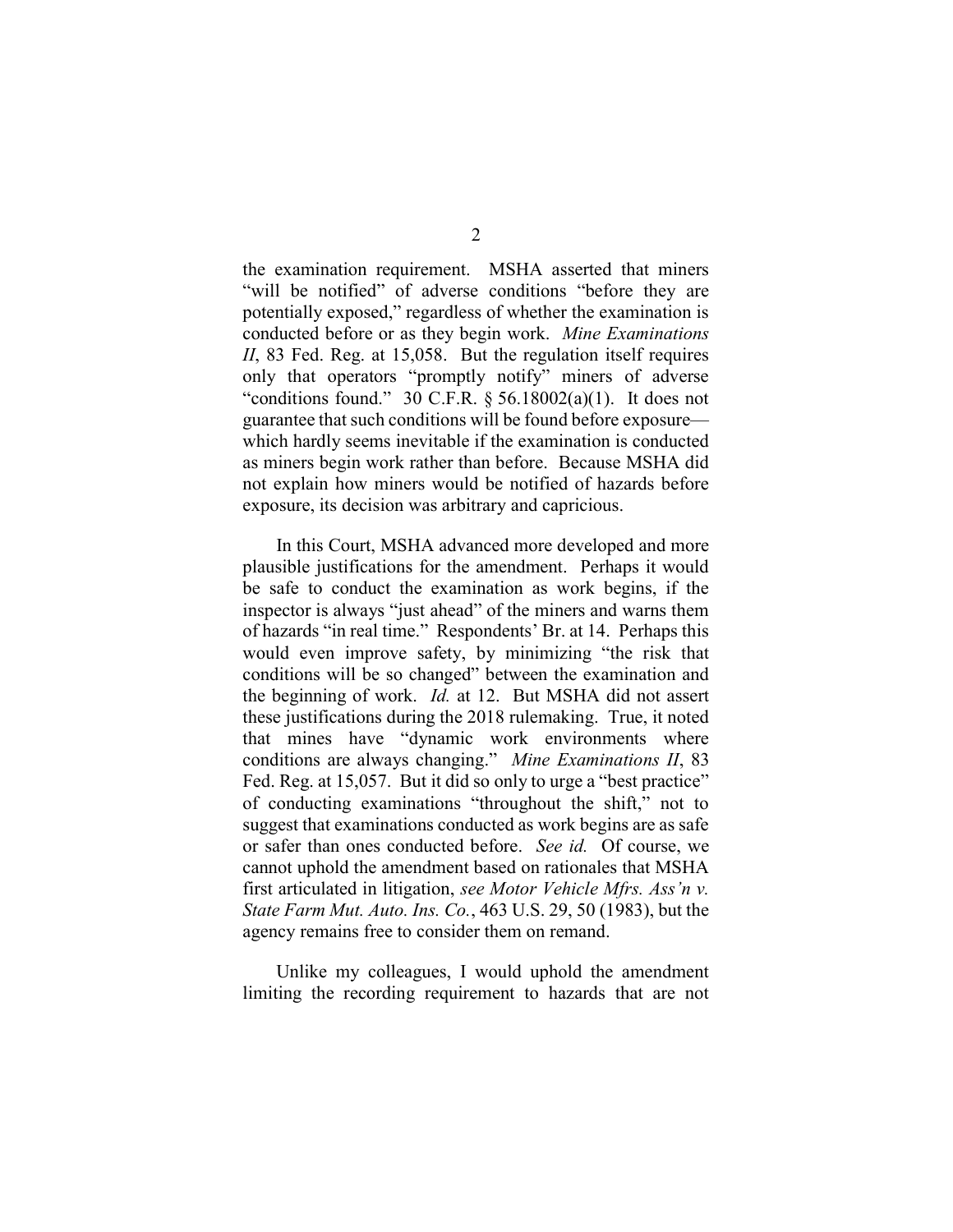the examination requirement. MSHA asserted that miners "will be notified" of adverse conditions "before they are potentially exposed," regardless of whether the examination is conducted before or as they begin work. *Mine Examinations II*, 83 Fed. Reg. at 15,058. But the regulation itself requires only that operators "promptly notify" miners of adverse "conditions found." 30 C.F.R. § 56.18002(a)(1). It does not guarantee that such conditions will be found before exposure—which hardly seems inevitable if the examination is conducted as miners begin work rather than before. Because MSHA did not explain how miners would be notified of hazards before exposure, its decision was arbitrary and capricious.

In this Court, MSHA advanced more developed and more plausible justifications for the amendment. Perhaps it would be safe to conduct the examination as work begins, if the inspector is always "just ahead" of the miners and warns them of hazards "in real time." Respondents' Br. at 14. Perhaps this would even improve safety, by minimizing "the risk that conditions will be so changed" between the examination and the beginning of work. *Id.* at 12. But MSHA did not assert these justifications during the 2018 rulemaking. True, it noted that mines have "dynamic work environments where conditions are always changing." *Mine Examinations II*, 83 Fed. Reg. at 15,057. But it did so only to urge a "best practice" of conducting examinations "throughout the shift," not to suggest that examinations conducted as work begins are as safe or safer than ones conducted before. *See id.* Of course, we cannot uphold the amendment based on rationales that MSHA first articulated in litigation, *see Motor Vehicle Mfrs. Ass'n v. State Farm Mut. Auto. Ins. Co.*, 463 U.S. 29, 50 (1983), but the agency remains free to consider them on remand.

Unlike my colleagues, I would uphold the amendment limiting the recording requirement to hazards that are not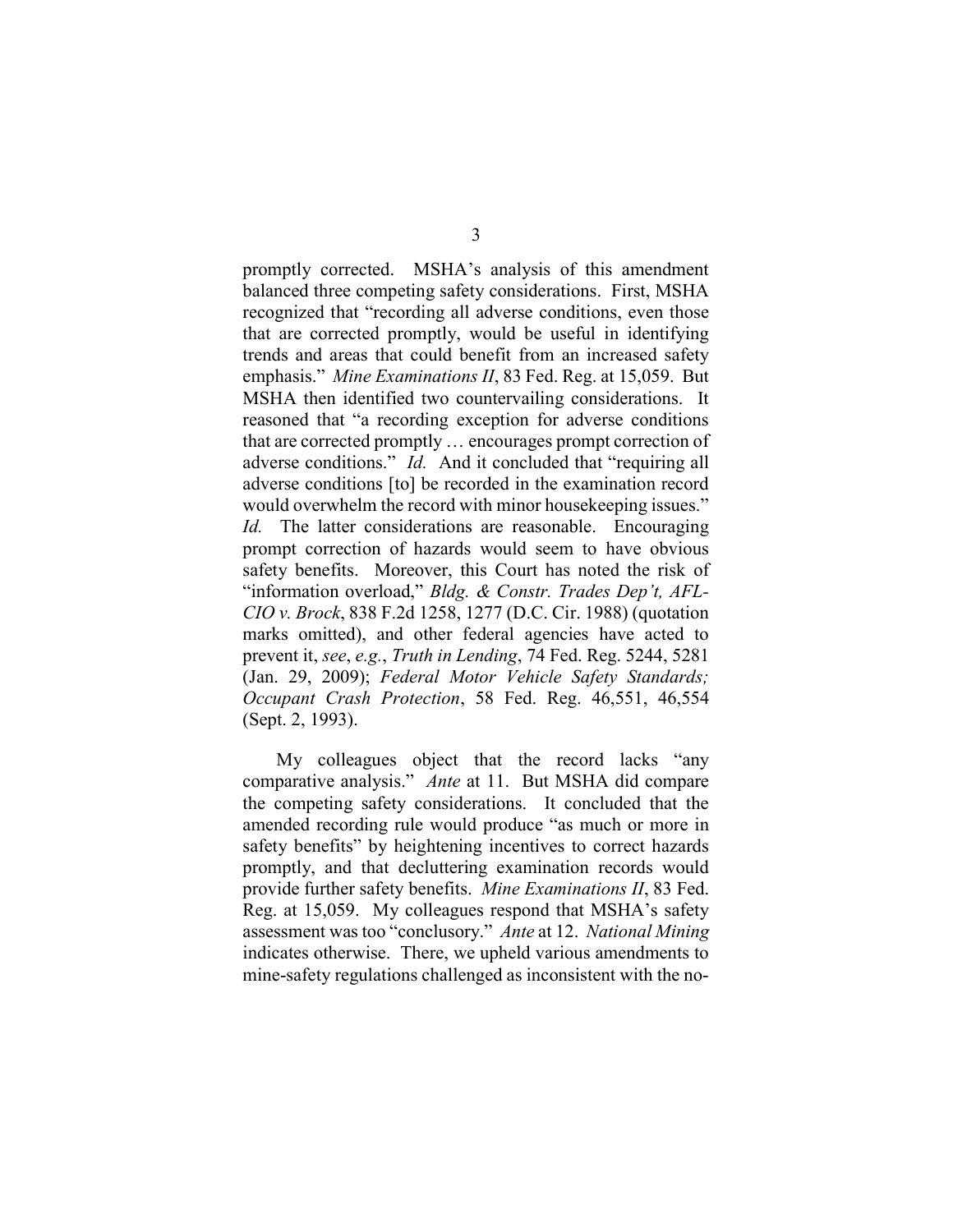promptly corrected. MSHA's analysis of this amendment balanced three competing safety considerations. First, MSHA recognized that "recording all adverse conditions, even those that are corrected promptly, would be useful in identifying trends and areas that could benefit from an increased safety emphasis." *Mine Examinations II*, 83 Fed. Reg. at 15,059. But MSHA then identified two countervailing considerations. It reasoned that "a recording exception for adverse conditions that are corrected promptly … encourages prompt correction of adverse conditions." *Id.* And it concluded that "requiring all adverse conditions [to] be recorded in the examination record would overwhelm the record with minor housekeeping issues." *Id.* The latter considerations are reasonable. Encouraging prompt correction of hazards would seem to have obvious safety benefits. Moreover, this Court has noted the risk of "information overload," *Bldg. & Constr. Trades Dep't, AFL-CIO v. Brock*, 838 F.2d 1258, 1277 (D.C. Cir. 1988) (quotation marks omitted), and other federal agencies have acted to prevent it, *see*, *e.g.*, *Truth in Lending*, 74 Fed. Reg. 5244, 5281 (Jan. 29, 2009); *Federal Motor Vehicle Safety Standards; Occupant Crash Protection*, 58 Fed. Reg. 46,551, 46,554 (Sept. 2, 1993).

My colleagues object that the record lacks "any comparative analysis." *Ante* at 11. But MSHA did compare the competing safety considerations. It concluded that the amended recording rule would produce "as much or more in safety benefits" by heightening incentives to correct hazards promptly, and that decluttering examination records would provide further safety benefits. *Mine Examinations II*, 83 Fed. Reg. at 15,059. My colleagues respond that MSHA's safety assessment was too "conclusory." *Ante* at 12. *National Mining* indicates otherwise. There, we upheld various amendments to mine-safety regulations challenged as inconsistent with the no-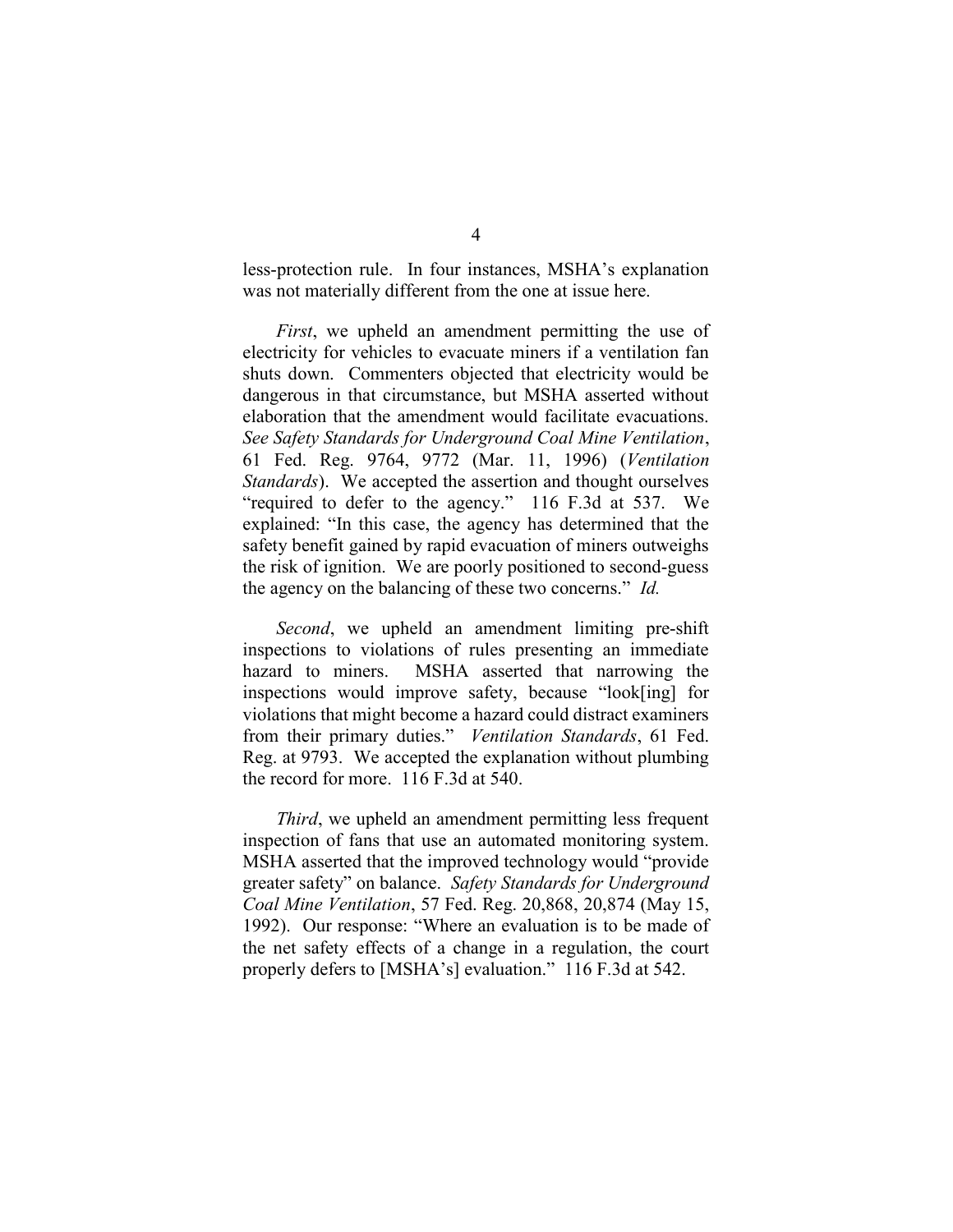less-protection rule. In four instances, MSHA's explanation was not materially different from the one at issue here.

*First*, we upheld an amendment permitting the use of electricity for vehicles to evacuate miners if a ventilation fan shuts down. Commenters objected that electricity would be dangerous in that circumstance, but MSHA asserted without elaboration that the amendment would facilitate evacuations. *See Safety Standards for Underground Coal Mine Ventilation*, 61 Fed. Reg. 9764, 9772 (Mar. 11, 1996) (*Ventilation Standards*). We accepted the assertion and thought ourselves "required to defer to the agency." 116 F.3d at 537. We explained: "In this case, the agency has determined that the safety benefit gained by rapid evacuation of miners outweighs the risk of ignition. We are poorly positioned to second-guess the agency on the balancing of these two concerns." *Id.*

*Second*, we upheld an amendment limiting pre-shift inspections to violations of rules presenting an immediate hazard to miners. MSHA asserted that narrowing the inspections would improve safety, because "look[ing] for violations that might become a hazard could distract examiners from their primary duties." *Ventilation Standards*, 61 Fed. Reg. at 9793. We accepted the explanation without plumbing the record for more. 116 F.3d at 540.

*Third*, we upheld an amendment permitting less frequent inspection of fans that use an automated monitoring system. MSHA asserted that the improved technology would "provide greater safety" on balance. *Safety Standards for Underground Coal Mine Ventilation*, 57 Fed. Reg. 20,868, 20,874 (May 15, 1992). Our response: "Where an evaluation is to be made of the net safety effects of a change in a regulation, the court properly defers to [MSHA's] evaluation." 116 F.3d at 542.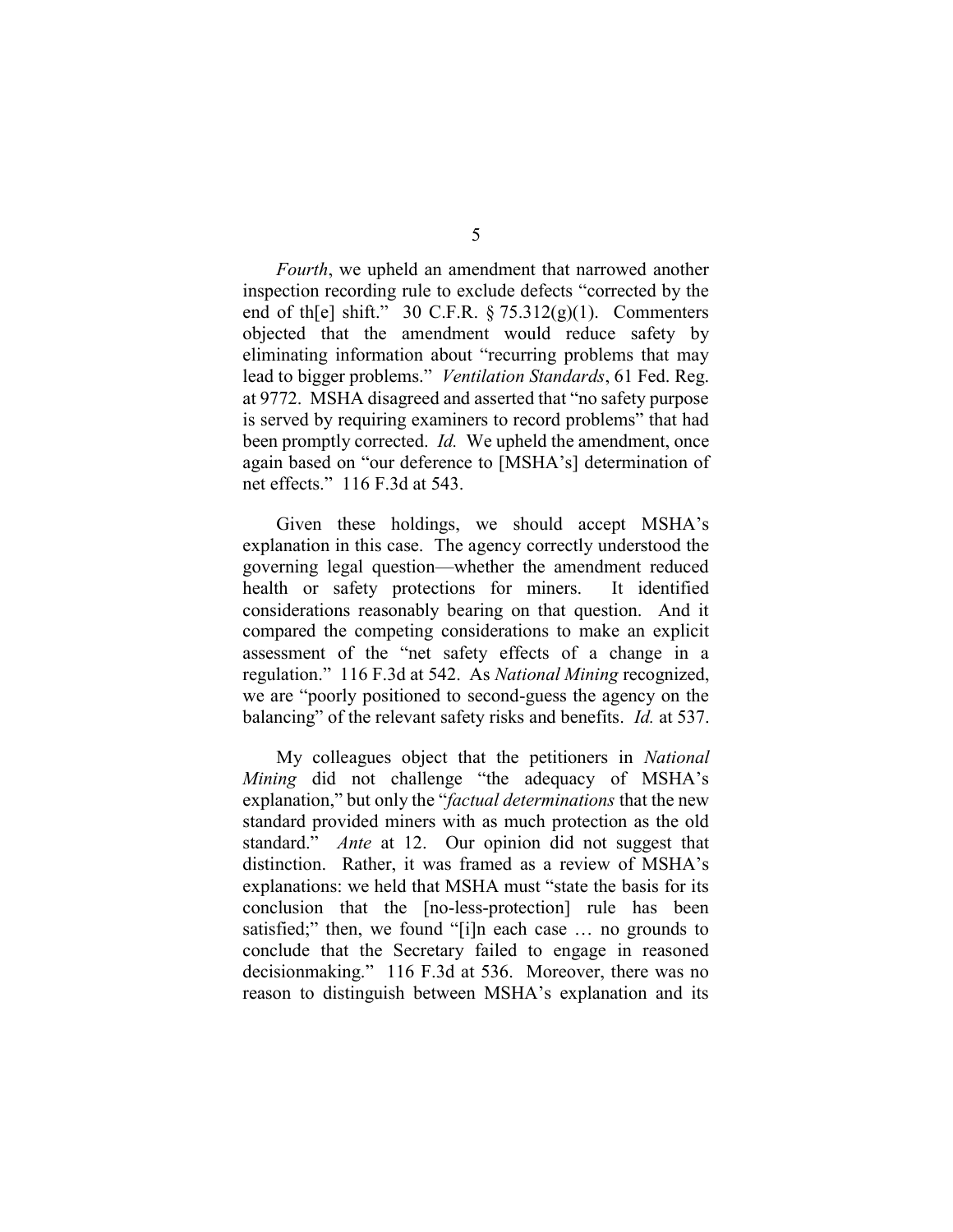*Fourth*, we upheld an amendment that narrowed another inspection recording rule to exclude defects "corrected by the end of th[e] shift." 30 C.F.R. § 75.312(g)(1). Commenters objected that the amendment would reduce safety by eliminating information about "recurring problems that may lead to bigger problems." *Ventilation Standards*, 61 Fed. Reg. at 9772. MSHA disagreed and asserted that "no safety purpose is served by requiring examiners to record problems" that had been promptly corrected. *Id.* We upheld the amendment, once again based on "our deference to [MSHA's] determination of net effects." 116 F.3d at 543.

Given these holdings, we should accept MSHA's explanation in this case. The agency correctly understood the governing legal question—whether the amendment reduced health or safety protections for miners. It identified considerations reasonably bearing on that question. And it compared the competing considerations to make an explicit assessment of the "net safety effects of a change in a regulation." 116 F.3d at 542. As *National Mining* recognized, we are "poorly positioned to second-guess the agency on the balancing" of the relevant safety risks and benefits. *Id.* at 537.

My colleagues object that the petitioners in *National Mining* did not challenge "the adequacy of MSHA's explanation," but only the "*factual determinations* that the new standard provided miners with as much protection as the old standard." *Ante* at 12. Our opinion did not suggest that distinction. Rather, it was framed as a review of MSHA's explanations: we held that MSHA must "state the basis for its conclusion that the [no-less-protection] rule has been satisfied;" then, we found "[i]n each case … no grounds to conclude that the Secretary failed to engage in reasoned decisionmaking." 116 F.3d at 536. Moreover, there was no reason to distinguish between MSHA's explanation and its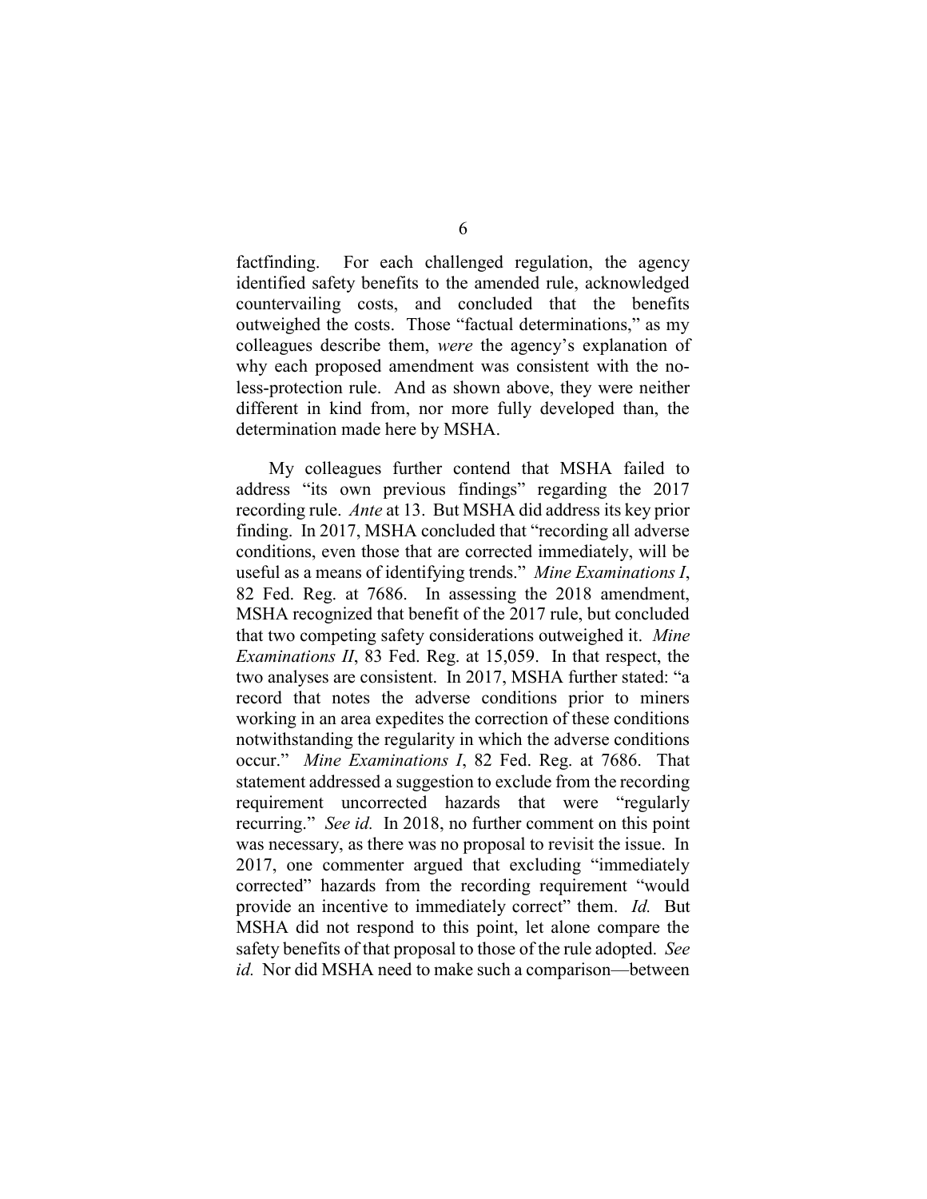factfinding. For each challenged regulation, the agency identified safety benefits to the amended rule, acknowledged countervailing costs, and concluded that the benefits outweighed the costs. Those "factual determinations," as my colleagues describe them, *were* the agency's explanation of why each proposed amendment was consistent with the no-less-protection rule. And as shown above, they were neither different in kind from, nor more fully developed than, the determination made here by MSHA.

My colleagues further contend that MSHA failed to address "its own previous findings" regarding the 2017 recording rule. *Ante* at 13. But MSHA did address its key prior finding. In 2017, MSHA concluded that "recording all adverse conditions, even those that are corrected immediately, will be useful as a means of identifying trends." *Mine Examinations I*, 82 Fed. Reg. at 7686. In assessing the 2018 amendment, MSHA recognized that benefit of the 2017 rule, but concluded that two competing safety considerations outweighed it. *Mine Examinations II*, 83 Fed. Reg. at 15,059. In that respect, the two analyses are consistent. In 2017, MSHA further stated: "a record that notes the adverse conditions prior to miners working in an area expedites the correction of these conditions notwithstanding the regularity in which the adverse conditions occur." *Mine Examinations I*, 82 Fed. Reg. at 7686. That statement addressed a suggestion to exclude from the recording requirement uncorrected hazards that were "regularly recurring." *See id.* In 2018, no further comment on this point was necessary, as there was no proposal to revisit the issue. In 2017, one commenter argued that excluding "immediately corrected" hazards from the recording requirement "would provide an incentive to immediately correct" them. *Id.* But MSHA did not respond to this point, let alone compare the safety benefits of that proposal to those of the rule adopted. *See id.* Nor did MSHA need to make such a comparison—between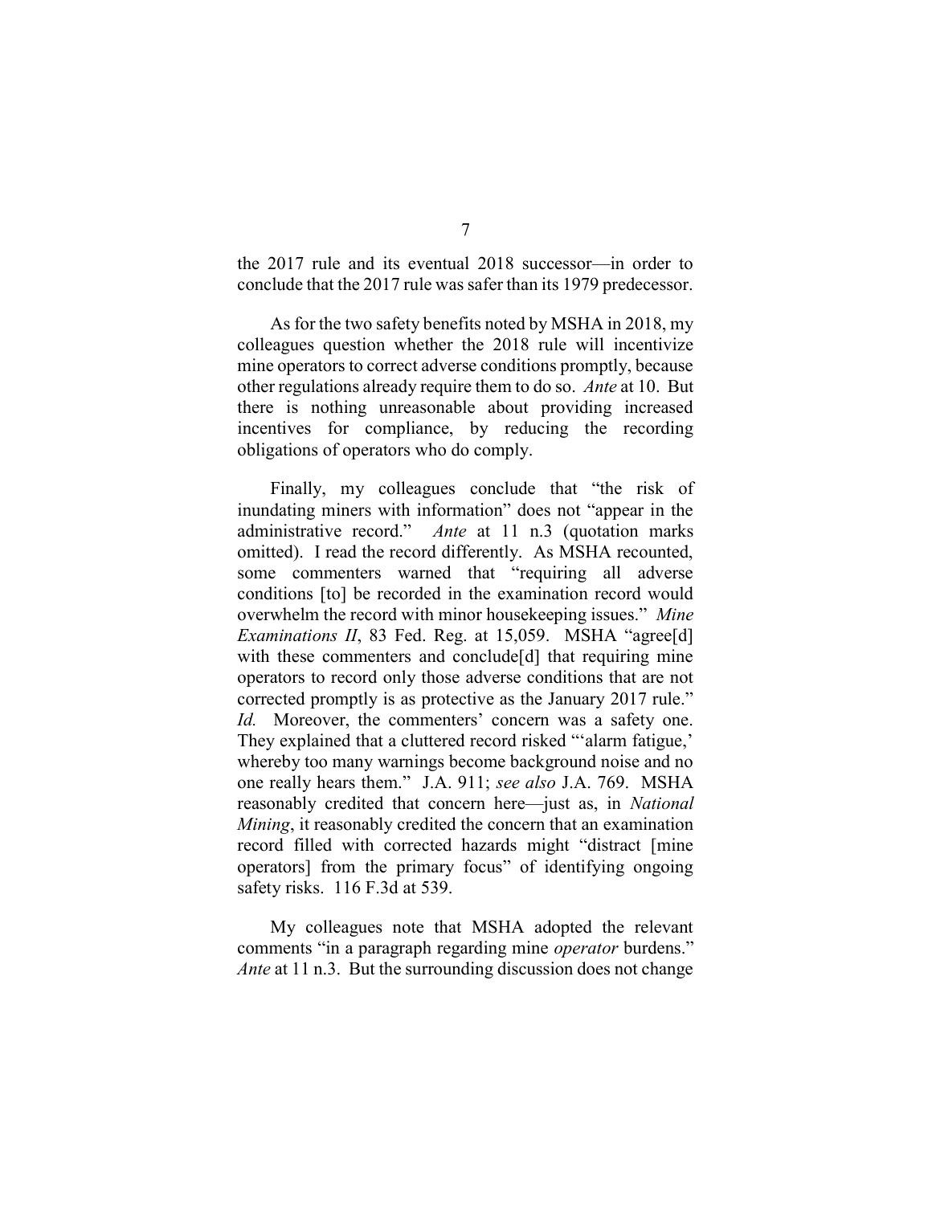the 2017 rule and its eventual 2018 successor—in order to conclude that the 2017 rule was safer than its 1979 predecessor.

As for the two safety benefits noted by MSHA in 2018, my colleagues question whether the 2018 rule will incentivize mine operators to correct adverse conditions promptly, because other regulations already require them to do so. *Ante* at 10. But there is nothing unreasonable about providing increased incentives for compliance, by reducing the recording obligations of operators who do comply.

Finally, my colleagues conclude that "the risk of inundating miners with information" does not "appear in the administrative record." *Ante* at 11 n.3 (quotation marks omitted). I read the record differently. As MSHA recounted, some commenters warned that "requiring all adverse conditions [to] be recorded in the examination record would overwhelm the record with minor housekeeping issues." *Mine Examinations II*, 83 Fed. Reg. at 15,059. MSHA "agree[d] with these commenters and conclude[d] that requiring mine operators to record only those adverse conditions that are not corrected promptly is as protective as the January 2017 rule." *Id.* Moreover, the commenters' concern was a safety one. They explained that a cluttered record risked "'alarm fatigue,' whereby too many warnings become background noise and no one really hears them." J.A. 911; *see also* J.A. 769. MSHA reasonably credited that concern here—just as, in *National Mining*, it reasonably credited the concern that an examination record filled with corrected hazards might "distract [mine operators] from the primary focus" of identifying ongoing safety risks. 116 F.3d at 539.

My colleagues note that MSHA adopted the relevant comments "in a paragraph regarding mine *operator* burdens." *Ante* at 11 n.3. But the surrounding discussion does not change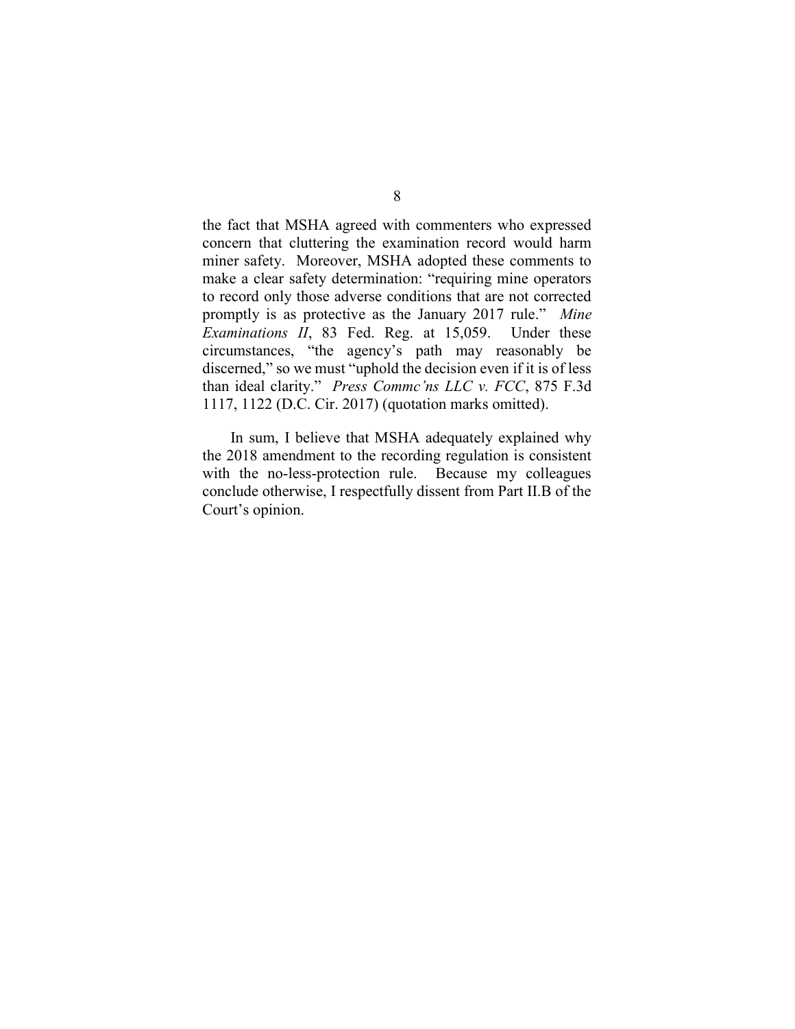the fact that MSHA agreed with commenters who expressed concern that cluttering the examination record would harm miner safety. Moreover, MSHA adopted these comments to make a clear safety determination: "requiring mine operators to record only those adverse conditions that are not corrected promptly is as protective as the January 2017 rule." *Mine Examinations II*, 83 Fed. Reg. at 15,059. Under these circumstances, "the agency's path may reasonably be discerned," so we must "uphold the decision even if it is of less than ideal clarity." *Press Commc'ns LLC v. FCC*, 875 F.3d 1117, 1122 (D.C. Cir. 2017) (quotation marks omitted).

In sum, I believe that MSHA adequately explained why the 2018 amendment to the recording regulation is consistent with the no-less-protection rule. Because my colleagues conclude otherwise, I respectfully dissent from Part II.B of the Court's opinion.